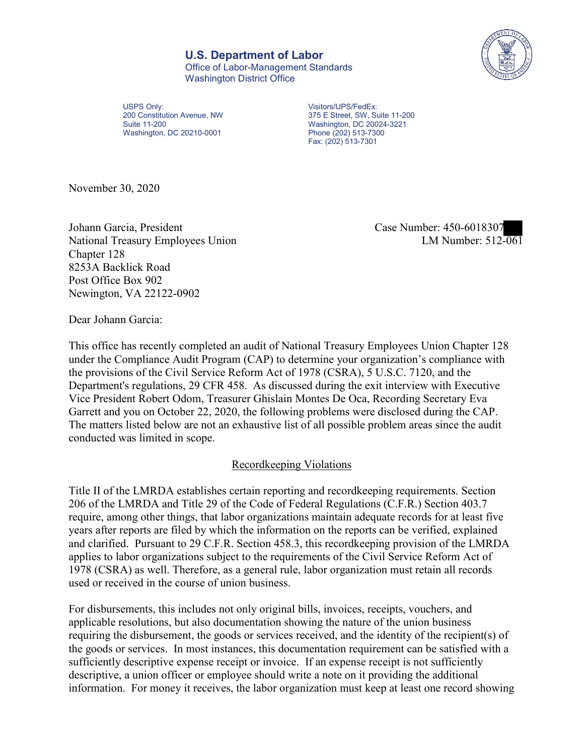**U.S. Department of Labor**
Office of Labor-Management Standards
Washington District Office

USPS Only:
200 Constitution Avenue, NW
Suite 11-200
Washington, DC 20210-0001

Visitors/UPS/FedEx:
375 E Street, SW, Suite 11-200
Washington, DC 20024-3221
Phone (202) 513-7300
Fax: (202) 513-7301

November 30, 2020

Johann Garcia, President
National Treasury Employees Union
Chapter 128
8253A Backlick Road
Post Office Box 902
Newington, VA 22122-0902

Case Number: 450-6018307
LM Number: 512-061

Dear Johann Garcia:

This office has recently completed an audit of National Treasury Employees Union Chapter 128 under the Compliance Audit Program (CAP) to determine your organization's compliance with the provisions of the Civil Service Reform Act of 1978 (CSRA), 5 U.S.C. 7120, and the Department's regulations, 29 CFR 458. As discussed during the exit interview with Executive Vice President Robert Odom, Treasurer Ghislain Montes De Oca, Recording Secretary Eva Garrett and you on October 22, 2020, the following problems were disclosed during the CAP. The matters listed below are not an exhaustive list of all possible problem areas since the audit conducted was limited in scope.

<u>Recordkeeping Violations</u>

Title II of the LMRDA establishes certain reporting and recordkeeping requirements. Section 206 of the LMRDA and Title 29 of the Code of Federal Regulations (C.F.R.) Section 403.7 require, among other things, that labor organizations maintain adequate records for at least five years after reports are filed by which the information on the reports can be verified, explained and clarified. Pursuant to 29 C.F.R. Section 458.3, this recordkeeping provision of the LMRDA applies to labor organizations subject to the requirements of the Civil Service Reform Act of 1978 (CSRA) as well. Therefore, as a general rule, labor organization must retain all records used or received in the course of union business.

For disbursements, this includes not only original bills, invoices, receipts, vouchers, and applicable resolutions, but also documentation showing the nature of the union business requiring the disbursement, the goods or services received, and the identity of the recipient(s) of the goods or services. In most instances, this documentation requirement can be satisfied with a sufficiently descriptive expense receipt or invoice. If an expense receipt is not sufficiently descriptive, a union officer or employee should write a note on it providing the additional information. For money it receives, the labor organization must keep at least one record showing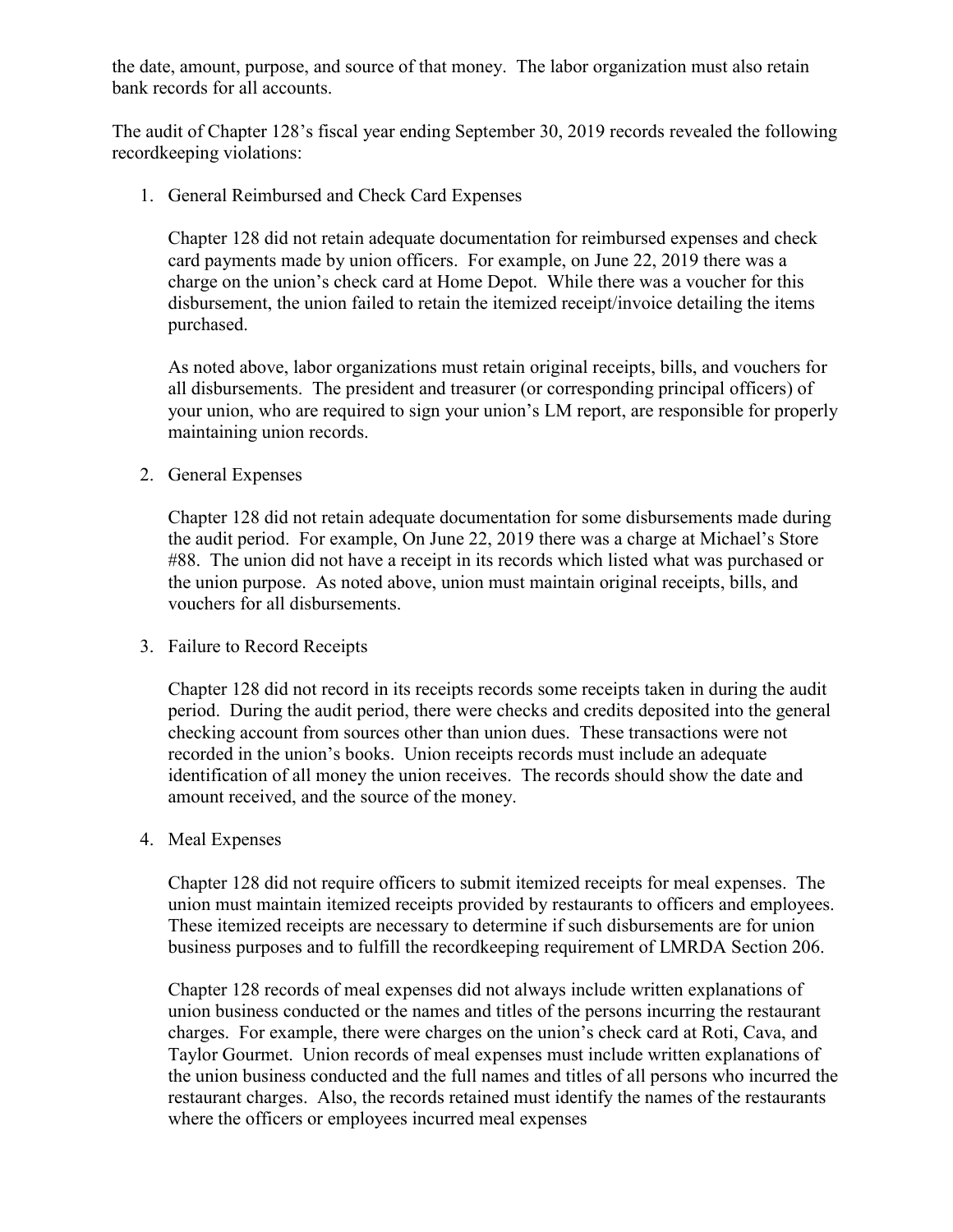the date, amount, purpose, and source of that money. The labor organization must also retain bank records for all accounts.

The audit of Chapter 128's fiscal year ending September 30, 2019 records revealed the following recordkeeping violations:

1. General Reimbursed and Check Card Expenses

   Chapter 128 did not retain adequate documentation for reimbursed expenses and check card payments made by union officers. For example, on June 22, 2019 there was a charge on the union's check card at Home Depot. While there was a voucher for this disbursement, the union failed to retain the itemized receipt/invoice detailing the items purchased.

   As noted above, labor organizations must retain original receipts, bills, and vouchers for all disbursements. The president and treasurer (or corresponding principal officers) of your union, who are required to sign your union's LM report, are responsible for properly maintaining union records.

2. General Expenses

   Chapter 128 did not retain adequate documentation for some disbursements made during the audit period. For example, On June 22, 2019 there was a charge at Michael's Store #88. The union did not have a receipt in its records which listed what was purchased or the union purpose. As noted above, union must maintain original receipts, bills, and vouchers for all disbursements.

3. Failure to Record Receipts

   Chapter 128 did not record in its receipts records some receipts taken in during the audit period. During the audit period, there were checks and credits deposited into the general checking account from sources other than union dues. These transactions were not recorded in the union's books. Union receipts records must include an adequate identification of all money the union receives. The records should show the date and amount received, and the source of the money.

4. Meal Expenses

   Chapter 128 did not require officers to submit itemized receipts for meal expenses. The union must maintain itemized receipts provided by restaurants to officers and employees. These itemized receipts are necessary to determine if such disbursements are for union business purposes and to fulfill the recordkeeping requirement of LMRDA Section 206.

   Chapter 128 records of meal expenses did not always include written explanations of union business conducted or the names and titles of the persons incurring the restaurant charges. For example, there were charges on the union's check card at Roti, Cava, and Taylor Gourmet. Union records of meal expenses must include written explanations of the union business conducted and the full names and titles of all persons who incurred the restaurant charges. Also, the records retained must identify the names of the restaurants where the officers or employees incurred meal expenses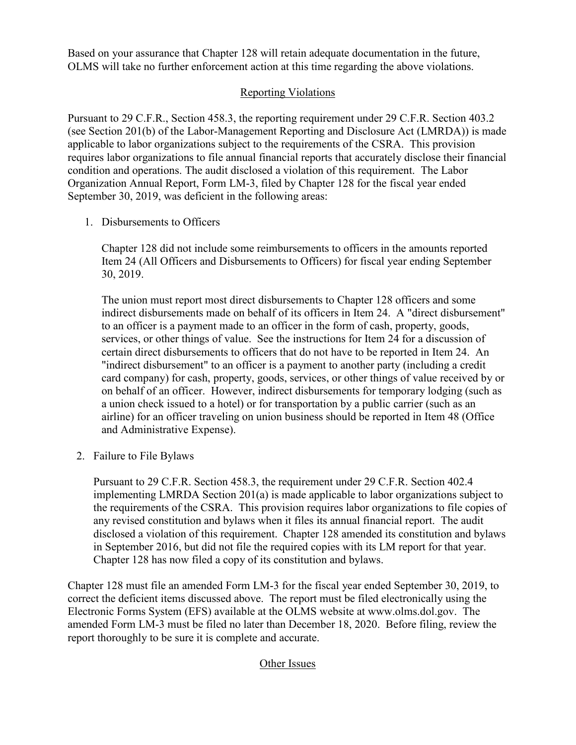Based on your assurance that Chapter 128 will retain adequate documentation in the future, OLMS will take no further enforcement action at this time regarding the above violations.

## Reporting Violations

Pursuant to 29 C.F.R., Section 458.3, the reporting requirement under 29 C.F.R. Section 403.2 (see Section 201(b) of the Labor-Management Reporting and Disclosure Act (LMRDA)) is made applicable to labor organizations subject to the requirements of the CSRA. This provision requires labor organizations to file annual financial reports that accurately disclose their financial condition and operations. The audit disclosed a violation of this requirement. The Labor Organization Annual Report, Form LM-3, filed by Chapter 128 for the fiscal year ended September 30, 2019, was deficient in the following areas:

1. Disbursements to Officers

   Chapter 128 did not include some reimbursements to officers in the amounts reported Item 24 (All Officers and Disbursements to Officers) for fiscal year ending September 30, 2019.

   The union must report most direct disbursements to Chapter 128 officers and some indirect disbursements made on behalf of its officers in Item 24. A "direct disbursement" to an officer is a payment made to an officer in the form of cash, property, goods, services, or other things of value. See the instructions for Item 24 for a discussion of certain direct disbursements to officers that do not have to be reported in Item 24. An "indirect disbursement" to an officer is a payment to another party (including a credit card company) for cash, property, goods, services, or other things of value received by or on behalf of an officer. However, indirect disbursements for temporary lodging (such as a union check issued to a hotel) or for transportation by a public carrier (such as an airline) for an officer traveling on union business should be reported in Item 48 (Office and Administrative Expense).

2. Failure to File Bylaws

   Pursuant to 29 C.F.R. Section 458.3, the requirement under 29 C.F.R. Section 402.4 implementing LMRDA Section 201(a) is made applicable to labor organizations subject to the requirements of the CSRA. This provision requires labor organizations to file copies of any revised constitution and bylaws when it files its annual financial report. The audit disclosed a violation of this requirement. Chapter 128 amended its constitution and bylaws in September 2016, but did not file the required copies with its LM report for that year. Chapter 128 has now filed a copy of its constitution and bylaws.

Chapter 128 must file an amended Form LM-3 for the fiscal year ended September 30, 2019, to correct the deficient items discussed above. The report must be filed electronically using the Electronic Forms System (EFS) available at the OLMS website at www.olms.dol.gov. The amended Form LM-3 must be filed no later than December 18, 2020. Before filing, review the report thoroughly to be sure it is complete and accurate.

## Other Issues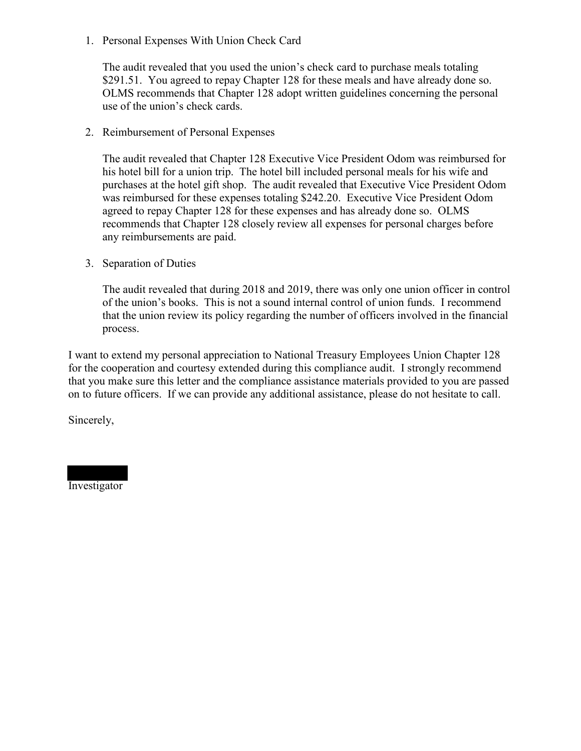1. Personal Expenses With Union Check Card

   The audit revealed that you used the union's check card to purchase meals totaling $291.51. You agreed to repay Chapter 128 for these meals and have already done so. OLMS recommends that Chapter 128 adopt written guidelines concerning the personal use of the union's check cards.

2. Reimbursement of Personal Expenses

   The audit revealed that Chapter 128 Executive Vice President Odom was reimbursed for his hotel bill for a union trip. The hotel bill included personal meals for his wife and purchases at the hotel gift shop. The audit revealed that Executive Vice President Odom was reimbursed for these expenses totaling $242.20. Executive Vice President Odom agreed to repay Chapter 128 for these expenses and has already done so. OLMS recommends that Chapter 128 closely review all expenses for personal charges before any reimbursements are paid.

3. Separation of Duties

   The audit revealed that during 2018 and 2019, there was only one union officer in control of the union's books. This is not a sound internal control of union funds. I recommend that the union review its policy regarding the number of officers involved in the financial process.

I want to extend my personal appreciation to National Treasury Employees Union Chapter 128 for the cooperation and courtesy extended during this compliance audit. I strongly recommend that you make sure this letter and the compliance assistance materials provided to you are passed on to future officers. If we can provide any additional assistance, please do not hesitate to call.

Sincerely,

Investigator